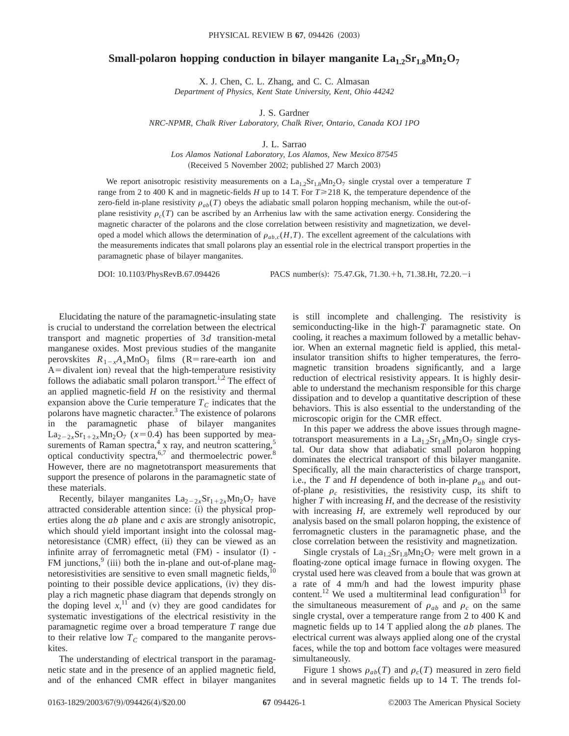# Small-polaron hopping conduction in bilayer manganite $La_{1.2}Sr_{1.8}Mn_2O_7$

X. J. Chen, C. L. Zhang, and C. C. Almasan
*Department of Physics, Kent State University, Kent, Ohio 44242*

J. S. Gardner
*NRC-NPMR, Chalk River Laboratory, Chalk River, Ontario, Canada KOJ 1PO*

J. L. Sarrao
*Los Alamos National Laboratory, Los Alamos, New Mexico 87545*
(Received 5 November 2002; published 27 March 2003)

We report anisotropic resistivity measurements on a $La_{1.2}Sr_{1.8}Mn_2O_7$ single crystal over a temperature $T$ range from 2 to 400 K and in magnetic-fields $H$ up to 14 T. For $T \geq 218$ K, the temperature dependence of the zero-field in-plane resistivity $\rho_{ab}(T)$ obeys the adiabatic small polaron hopping mechanism, while the out-of-plane resistivity $\rho_c(T)$ can be ascribed by an Arrhenius law with the same activation energy. Considering the magnetic character of the polarons and the close correlation between resistivity and magnetization, we developed a model which allows the determination of $\rho_{ab,c}(H,T)$. The excellent agreement of the calculations with the measurements indicates that small polarons play an essential role in the electrical transport properties in the paramagnetic phase of bilayer manganites.

DOI: 10.1103/PhysRevB.67.094426 PACS number(s): 75.47.Gk, 71.30.+h, 71.38.Ht, 72.20.−i

Elucidating the nature of the paramagnetic-insulating state is crucial to understand the correlation between the electrical transport and magnetic properties of $3d$ transition-metal manganese oxides. Most previous studies of the manganite perovskites $R_{1-x}A_xMnO_3$ films (R=rare-earth ion and A=divalent ion) reveal that the high-temperature resistivity follows the adiabatic small polaron transport.[1,2] The effect of an applied magnetic-field $H$ on the resistivity and thermal expansion above the Curie temperature $T_C$ indicates that the polarons have magnetic character.[3] The existence of polarons in the paramagnetic phase of bilayer manganites $La_{2-2x}Sr_{1+2x}Mn_2O_7$ ($x=0.4$) has been supported by measurements of Raman spectra,[4] x ray, and neutron scattering,[5] optical conductivity spectra,[6,7] and thermoelectric power.[8] However, there are no magnetotransport measurements that support the presence of polarons in the paramagnetic state of these materials.

Recently, bilayer manganites $La_{2-2x}Sr_{1+2x}Mn_2O_7$ have attracted considerable attention since: (i) the physical properties along the $ab$ plane and $c$ axis are strongly anisotropic, which should yield important insight into the colossal magnetoresistance (CMR) effect, (ii) they can be viewed as an infinite array of ferromagnetic metal (FM) - insulator (I) - FM junctions,[9] (iii) both the in-plane and out-of-plane magnetoresistivities are sensitive to even small magnetic fields,[10] pointing to their possible device applications, (iv) they display a rich magnetic phase diagram that depends strongly on the doping level $x$,[11] and (v) they are good candidates for systematic investigations of the electrical resistivity in the paramagnetic regime over a broad temperature $T$ range due to their relative low $T_C$ compared to the manganite perovskites.

The understanding of electrical transport in the paramagnetic state and in the presence of an applied magnetic field, and of the enhanced CMR effect in bilayer manganites is still incomplete and challenging. The resistivity is semiconducting-like in the high-$T$ paramagnetic state. On cooling, it reaches a maximum followed by a metallic behavior. When an external magnetic field is applied, this metal-insulator transition shifts to higher temperatures, the ferromagnetic transition broadens significantly, and a large reduction of electrical resistivity appears. It is highly desirable to understand the mechanism responsible for this charge dissipation and to develop a quantitative description of these behaviors. This is also essential to the understanding of the microscopic origin for the CMR effect.

In this paper we address the above issues through magnetotransport measurements in a $La_{1.2}Sr_{1.8}Mn_2O_7$ single crystal. Our data show that adiabatic small polaron hopping dominates the electrical transport of this bilayer manganite. Specifically, all the main characteristics of charge transport, i.e., the $T$ and $H$ dependence of both in-plane $\rho_{ab}$ and out-of-plane $\rho_c$ resistivities, the resistivity cusp, its shift to higher $T$ with increasing $H$, and the decrease of the resistivity with increasing $H$, are extremely well reproduced by our analysis based on the small polaron hopping, the existence of ferromagnetic clusters in the paramagnetic phase, and the close correlation between the resistivity and magnetization.

Single crystals of $La_{1.2}Sr_{1.8}Mn_2O_7$ were melt grown in a floating-zone optical image furnace in flowing oxygen. The crystal used here was cleaved from a boule that was grown at a rate of 4 mm/h and had the lowest impurity phase content.[12] We used a multiterminal lead configuration[13] for the simultaneous measurement of $\rho_{ab}$ and $\rho_c$ on the same single crystal, over a temperature range from 2 to 400 K and magnetic fields up to 14 T applied along the $ab$ planes. The electrical current was always applied along one of the crystal faces, while the top and bottom face voltages were measured simultaneously.

Figure 1 shows $\rho_{ab}(T)$ and $\rho_c(T)$ measured in zero field and in several magnetic fields up to 14 T. The trends fol-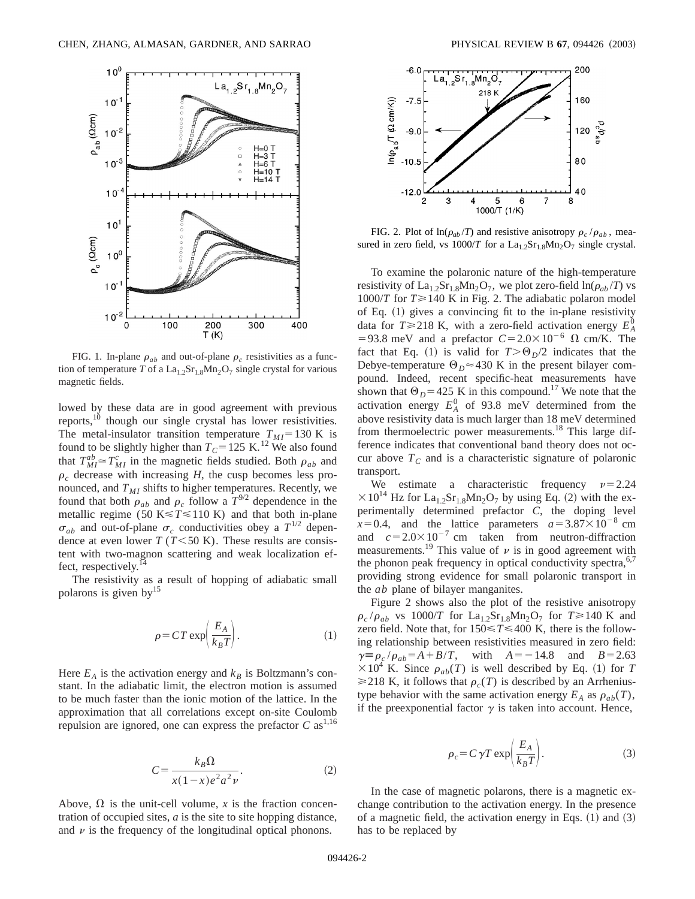FIG. 1. In-plane $\rho_{ab}$ and out-of-plane $\rho_c$ resistivities as a function of temperature $T$ of a $La_{1.2}Sr_{1.8}Mn_2O_7$ single crystal for various magnetic fields.

lowed by these data are in good agreement with previous reports,[10] though our single crystal has lower resistivities. The metal-insulator transition temperature $T_{MI} = 130$ K is found to be slightly higher than $T_C = 125$ K.[12] We also found that $T_{MI}^{ab} \simeq T_{MI}^{c}$ in the magnetic fields studied. Both $\rho_{ab}$ and $\rho_c$ decrease with increasing $H$, the cusp becomes less pronounced, and $T_{MI}$ shifts to higher temperatures. Recently, we found that both $\rho_{ab}$ and $\rho_c$ follow a $T^{9/2}$ dependence in the metallic regime ($50\ \mathrm{K} \leqslant T \leqslant 110$ K) and that both in-plane $\sigma_{ab}$ and out-of-plane $\sigma_c$ conductivities obey a $T^{1/2}$ dependence at even lower $T$ ($T < 50$ K). These results are consistent with two-magnon scattering and weak localization effect, respectively.[14]

The resistivity as a result of hopping of adiabatic small polarons is given by[15]

$$\rho = CT \exp\left(\frac{E_A}{k_B T}\right). \tag{1}$$

Here $E_A$ is the activation energy and $k_B$ is Boltzmann's constant. In the adiabatic limit, the electron motion is assumed to be much faster than the ionic motion of the lattice. In the approximation that all correlations except on-site Coulomb repulsion are ignored, one can express the prefactor $C$ as[1,16]

$$C = \frac{k_B \Omega}{x(1-x)e^2 a^2 \nu}. \tag{2}$$

Above, $\Omega$ is the unit-cell volume, $x$ is the fraction concentration of occupied sites, $a$ is the site to site hopping distance, and $\nu$ is the frequency of the longitudinal optical phonons.

FIG. 2. Plot of $\ln(\rho_{ab}/T)$ and resistive anisotropy $\rho_c/\rho_{ab}$, measured in zero field, vs $1000/T$ for a $La_{1.2}Sr_{1.8}Mn_2O_7$ single crystal.

To examine the polaronic nature of the high-temperature resistivity of $La_{1.2}Sr_{1.8}Mn_2O_7$, we plot zero-field $\ln(\rho_{ab}/T)$ vs $1000/T$ for $T \geqslant 140$ K in Fig. 2. The adiabatic polaron model of Eq. (1) gives a convincing fit to the in-plane resistivity data for $T \geqslant 218$ K, with a zero-field activation energy $E_A^0 = 93.8$ meV and a prefactor $C = 2.0 \times 10^{-6}\ \Omega$ cm/K. The fact that Eq. (1) is valid for $T > \Theta_D/2$ indicates that the Debye-temperature $\Theta_D \approx 430$ K in the present bilayer compound. Indeed, recent specific-heat measurements have shown that $\Theta_D = 425$ K in this compound.[17] We note that the activation energy $E_A^0$ of 93.8 meV determined from the above resistivity data is much larger than 18 meV determined from thermoelectric power measurements.[18] This large difference indicates that conventional band theory does not occur above $T_C$ and is a characteristic signature of polaronic transport.

We estimate a characteristic frequency $\nu = 2.24 \times 10^{14}$ Hz for $La_{1.2}Sr_{1.8}Mn_2O_7$ by using Eq. (2) with the experimentally determined prefactor $C$, the doping level $x = 0.4$, and the lattice parameters $a = 3.87 \times 10^{-8}$ cm and $c = 2.0 \times 10^{-7}$ cm taken from neutron-diffraction measurements.[19] This value of $\nu$ is in good agreement with the phonon peak frequency in optical conductivity spectra,[6,7] providing strong evidence for small polaronic transport in the $ab$ plane of bilayer manganites.

Figure 2 shows also the plot of the resistive anisotropy $\rho_c/\rho_{ab}$ vs $1000/T$ for $La_{1.2}Sr_{1.8}Mn_2O_7$ for $T \geqslant 140$ K and zero field. Note that, for $150 \leqslant T \leqslant 400$ K, there is the following relationship between resistivities measured in zero field: $\gamma \equiv \rho_c/\rho_{ab} = A + B/T$, with $A = -14.8$ and $B = 2.63 \times 10^4$ K. Since $\rho_{ab}(T)$ is well described by Eq. (1) for $T \geqslant 218$ K, it follows that $\rho_c(T)$ is described by an Arrhenius-type behavior with the same activation energy $E_A$ as $\rho_{ab}(T)$, if the preexponential factor $\gamma$ is taken into account. Hence,

$$\rho_c = C\gamma T \exp\left(\frac{E_A}{k_B T}\right). \tag{3}$$

In the case of magnetic polarons, there is a magnetic exchange contribution to the activation energy. In the presence of a magnetic field, the activation energy in Eqs. (1) and (3) has to be replaced by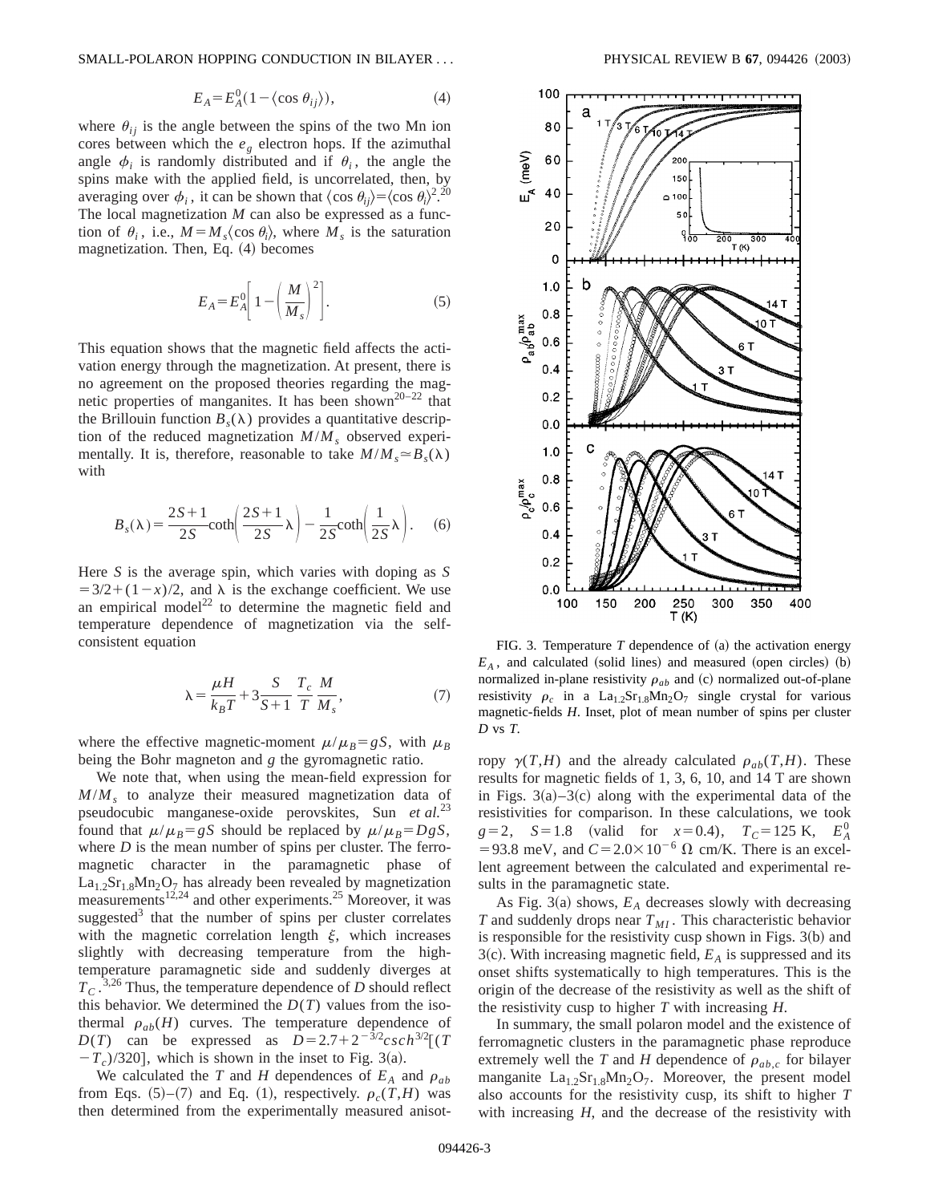$$E_A = E_A^0(1 - \langle \cos \theta_{ij} \rangle), \tag{4}$$

where $\theta_{ij}$ is the angle between the spins of the two Mn ion cores between which the $e_g$ electron hops. If the azimuthal angle $\phi_i$ is randomly distributed and if $\theta_i$, the angle the spins make with the applied field, is uncorrelated, then, by averaging over $\phi_i$, it can be shown that $\langle \cos \theta_{ij} \rangle = \langle \cos \theta_i \rangle^2$.[20] The local magnetization $M$ can also be expressed as a function of $\theta_i$, i.e., $M = M_s \langle \cos \theta_i \rangle$, where $M_s$ is the saturation magnetization. Then, Eq. (4) becomes

$$E_A = E_A^0\left[1 - \left(\frac{M}{M_s}\right)^2\right]. \tag{5}$$

This equation shows that the magnetic field affects the activation energy through the magnetization. At present, there is no agreement on the proposed theories regarding the magnetic properties of manganites. It has been shown[20–22] that the Brillouin function $B_s(\lambda)$ provides a quantitative description of the reduced magnetization $M/M_s$ observed experimentally. It is, therefore, reasonable to take $M/M_s \simeq B_s(\lambda)$ with

$$B_s(\lambda) = \frac{2S+1}{2S}\coth\left(\frac{2S+1}{2S}\lambda\right) - \frac{1}{2S}\coth\left(\frac{1}{2S}\lambda\right). \tag{6}$$

Here $S$ is the average spin, which varies with doping as $S = 3/2 + (1-x)/2$, and $\lambda$ is the exchange coefficient. We use an empirical model[22] to determine the magnetic field and temperature dependence of magnetization via the self-consistent equation

$$\lambda = \frac{\mu H}{k_B T} + 3\frac{S}{S+1}\,\frac{T_c}{T}\,\frac{M}{M_s}, \tag{7}$$

where the effective magnetic-moment $\mu/\mu_B = gS$, with $\mu_B$ being the Bohr magneton and $g$ the gyromagnetic ratio.

We note that, when using the mean-field expression for $M/M_s$ to analyze their measured magnetization data of pseudocubic manganese-oxide perovskites, Sun *et al.*[23] found that $\mu/\mu_B = gS$ should be replaced by $\mu/\mu_B = DgS$, where $D$ is the mean number of spins per cluster. The ferromagnetic character in the paramagnetic phase of $La_{1.2}Sr_{1.8}Mn_2O_7$ has already been revealed by magnetization measurements[12,24] and other experiments.[25] Moreover, it was suggested[3] that the number of spins per cluster correlates with the magnetic correlation length $\xi$, which increases slightly with decreasing temperature from the high-temperature paramagnetic side and suddenly diverges at $T_C$.[3,26] Thus, the temperature dependence of $D$ should reflect this behavior. We determined the $D(T)$ values from the isothermal $\rho_{ab}(H)$ curves. The temperature dependence of $D(T)$ can be expressed as $D = 2.7 + 2^{-3/2} csch^{3/2}[(T - T_c)/320]$, which is shown in the inset to Fig. 3(a).

We calculated the $T$ and $H$ dependences of $E_A$ and $\rho_{ab}$ from Eqs. (5)–(7) and Eq. (1), respectively. $\rho_c(T,H)$ was then determined from the experimentally measured anisotropy $\gamma(T,H)$ and the already calculated $\rho_{ab}(T,H)$. These results for magnetic fields of 1, 3, 6, 10, and 14 T are shown in Figs. 3(a)–3(c) along with the experimental data of the resistivities for comparison. In these calculations, we took $g=2$, $S=1.8$ (valid for $x=0.4$), $T_C = 125$ K, $E_A^0 = 93.8$ meV, and $C = 2.0 \times 10^{-6}\ \Omega$ cm/K. There is an excellent agreement between the calculated and experimental results in the paramagnetic state.

FIG. 3. Temperature $T$ dependence of (a) the activation energy $E_A$, and calculated (solid lines) and measured (open circles) (b) normalized in-plane resistivity $\rho_{ab}$ and (c) normalized out-of-plane resistivity $\rho_c$ in a $La_{1.2}Sr_{1.8}Mn_2O_7$ single crystal for various magnetic-fields $H$. Inset, plot of mean number of spins per cluster $D$ vs $T$.

As Fig. 3(a) shows, $E_A$ decreases slowly with decreasing $T$ and suddenly drops near $T_{MI}$. This characteristic behavior is responsible for the resistivity cusp shown in Figs. 3(b) and 3(c). With increasing magnetic field, $E_A$ is suppressed and its onset shifts systematically to high temperatures. This is the origin of the decrease of the resistivity as well as the shift of the resistivity cusp to higher $T$ with increasing $H$.

In summary, the small polaron model and the existence of ferromagnetic clusters in the paramagnetic phase reproduce extremely well the $T$ and $H$ dependence of $\rho_{ab,c}$ for bilayer manganite $La_{1.2}Sr_{1.8}Mn_2O_7$. Moreover, the present model also accounts for the resistivity cusp, its shift to higher $T$ with increasing $H$, and the decrease of the resistivity with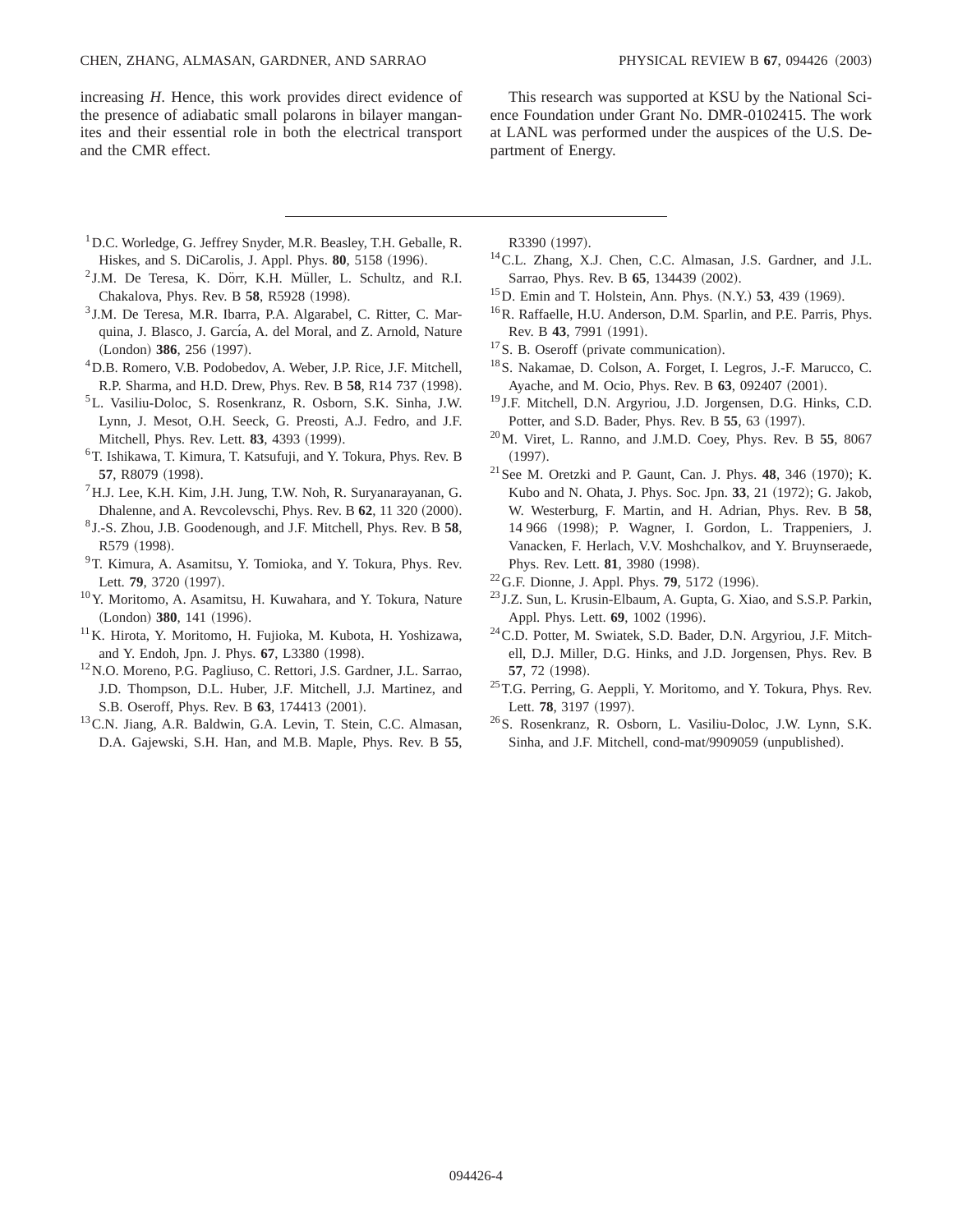increasing *H*. Hence, this work provides direct evidence of the presence of adiabatic small polarons in bilayer manganites and their essential role in both the electrical transport and the CMR effect.

This research was supported at KSU by the National Science Foundation under Grant No. DMR-0102415. The work at LANL was performed under the auspices of the U.S. Department of Energy.

---

[1] D.C. Worledge, G. Jeffrey Snyder, M.R. Beasley, T.H. Geballe, R. Hiskes, and S. DiCarolis, J. Appl. Phys. **80**, 5158 (1996).

[2] J.M. De Teresa, K. Dörr, K.H. Müller, L. Schultz, and R.I. Chakalova, Phys. Rev. B **58**, R5928 (1998).

[3] J.M. De Teresa, M.R. Ibarra, P.A. Algarabel, C. Ritter, C. Marquina, J. Blasco, J. García, A. del Moral, and Z. Arnold, Nature (London) **386**, 256 (1997).

[4] D.B. Romero, V.B. Podobedov, A. Weber, J.P. Rice, J.F. Mitchell, R.P. Sharma, and H.D. Drew, Phys. Rev. B **58**, R14 737 (1998).

[5] L. Vasiliu-Doloc, S. Rosenkranz, R. Osborn, S.K. Sinha, J.W. Lynn, J. Mesot, O.H. Seeck, G. Preosti, A.J. Fedro, and J.F. Mitchell, Phys. Rev. Lett. **83**, 4393 (1999).

[6] T. Ishikawa, T. Kimura, T. Katsufuji, and Y. Tokura, Phys. Rev. B **57**, R8079 (1998).

[7] H.J. Lee, K.H. Kim, J.H. Jung, T.W. Noh, R. Suryanarayanan, G. Dhalenne, and A. Revcolevschi, Phys. Rev. B **62**, 11 320 (2000).

[8] J.-S. Zhou, J.B. Goodenough, and J.F. Mitchell, Phys. Rev. B **58**, R579 (1998).

[9] T. Kimura, A. Asamitsu, Y. Tomioka, and Y. Tokura, Phys. Rev. Lett. **79**, 3720 (1997).

[10] Y. Moritomo, A. Asamitsu, H. Kuwahara, and Y. Tokura, Nature (London) **380**, 141 (1996).

[11] K. Hirota, Y. Moritomo, H. Fujioka, M. Kubota, H. Yoshizawa, and Y. Endoh, Jpn. J. Phys. **67**, L3380 (1998).

[12] N.O. Moreno, P.G. Pagliuso, C. Rettori, J.S. Gardner, J.L. Sarrao, J.D. Thompson, D.L. Huber, J.F. Mitchell, J.J. Martinez, and S.B. Oseroff, Phys. Rev. B **63**, 174413 (2001).

[13] C.N. Jiang, A.R. Baldwin, G.A. Levin, T. Stein, C.C. Almasan, D.A. Gajewski, S.H. Han, and M.B. Maple, Phys. Rev. B **55**, R3390 (1997).

[14] C.L. Zhang, X.J. Chen, C.C. Almasan, J.S. Gardner, and J.L. Sarrao, Phys. Rev. B **65**, 134439 (2002).

[15] D. Emin and T. Holstein, Ann. Phys. (N.Y.) **53**, 439 (1969).

[16] R. Raffaelle, H.U. Anderson, D.M. Sparlin, and P.E. Parris, Phys. Rev. B **43**, 7991 (1991).

[17] S. B. Oseroff (private communication).

[18] S. Nakamae, D. Colson, A. Forget, I. Legros, J.-F. Marucco, C. Ayache, and M. Ocio, Phys. Rev. B **63**, 092407 (2001).

[19] J.F. Mitchell, D.N. Argyriou, J.D. Jorgensen, D.G. Hinks, C.D. Potter, and S.D. Bader, Phys. Rev. B **55**, 63 (1997).

[20] M. Viret, L. Ranno, and J.M.D. Coey, Phys. Rev. B **55**, 8067 (1997).

[21] See M. Oretzki and P. Gaunt, Can. J. Phys. **48**, 346 (1970); K. Kubo and N. Ohata, J. Phys. Soc. Jpn. **33**, 21 (1972); G. Jakob, W. Westerburg, F. Martin, and H. Adrian, Phys. Rev. B **58**, 14 966 (1998); P. Wagner, I. Gordon, L. Trappeniers, J. Vanacken, F. Herlach, V.V. Moshchalkov, and Y. Bruynseraede, Phys. Rev. Lett. **81**, 3980 (1998).

[22] G.F. Dionne, J. Appl. Phys. **79**, 5172 (1996).

[23] J.Z. Sun, L. Krusin-Elbaum, A. Gupta, G. Xiao, and S.S.P. Parkin, Appl. Phys. Lett. **69**, 1002 (1996).

[24] C.D. Potter, M. Swiatek, S.D. Bader, D.N. Argyriou, J.F. Mitchell, D.J. Miller, D.G. Hinks, and J.D. Jorgensen, Phys. Rev. B **57**, 72 (1998).

[25] T.G. Perring, G. Aeppli, Y. Moritomo, and Y. Tokura, Phys. Rev. Lett. **78**, 3197 (1997).

[26] S. Rosenkranz, R. Osborn, L. Vasiliu-Doloc, J.W. Lynn, S.K. Sinha, and J.F. Mitchell, cond-mat/9909059 (unpublished).